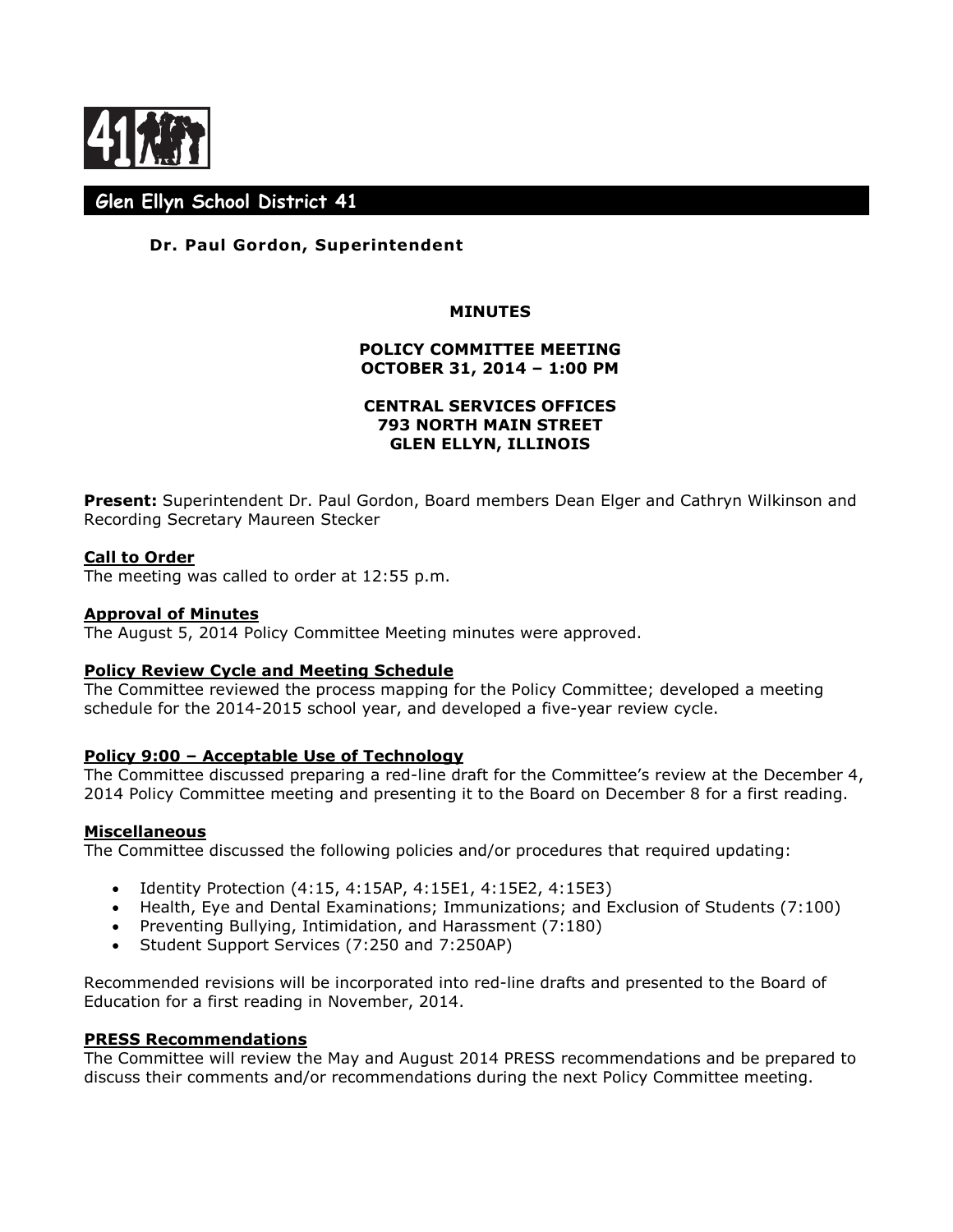# Glen Ellyn School District 41

**Dr. Paul Gordon, Superintendent**

**MINUTES**

**POLICY COMMITTEE MEETING**
**OCTOBER 31, 2014 – 1:00 PM**

**CENTRAL SERVICES OFFICES**
**793 NORTH MAIN STREET**
**GLEN ELLYN, ILLINOIS**

**Present:** Superintendent Dr. Paul Gordon, Board members Dean Elger and Cathryn Wilkinson and Recording Secretary Maureen Stecker

**Call to Order**

The meeting was called to order at 12:55 p.m.

**Approval of Minutes**

The August 5, 2014 Policy Committee Meeting minutes were approved.

**Policy Review Cycle and Meeting Schedule**

The Committee reviewed the process mapping for the Policy Committee; developed a meeting schedule for the 2014-2015 school year, and developed a five-year review cycle.

**Policy 9:00 – Acceptable Use of Technology**

The Committee discussed preparing a red-line draft for the Committee's review at the December 4, 2014 Policy Committee meeting and presenting it to the Board on December 8 for a first reading.

**Miscellaneous**

The Committee discussed the following policies and/or procedures that required updating:

- Identity Protection (4:15, 4:15AP, 4:15E1, 4:15E2, 4:15E3)
- Health, Eye and Dental Examinations; Immunizations; and Exclusion of Students (7:100)
- Preventing Bullying, Intimidation, and Harassment (7:180)
- Student Support Services (7:250 and 7:250AP)

Recommended revisions will be incorporated into red-line drafts and presented to the Board of Education for a first reading in November, 2014.

**PRESS Recommendations**

The Committee will review the May and August 2014 PRESS recommendations and be prepared to discuss their comments and/or recommendations during the next Policy Committee meeting.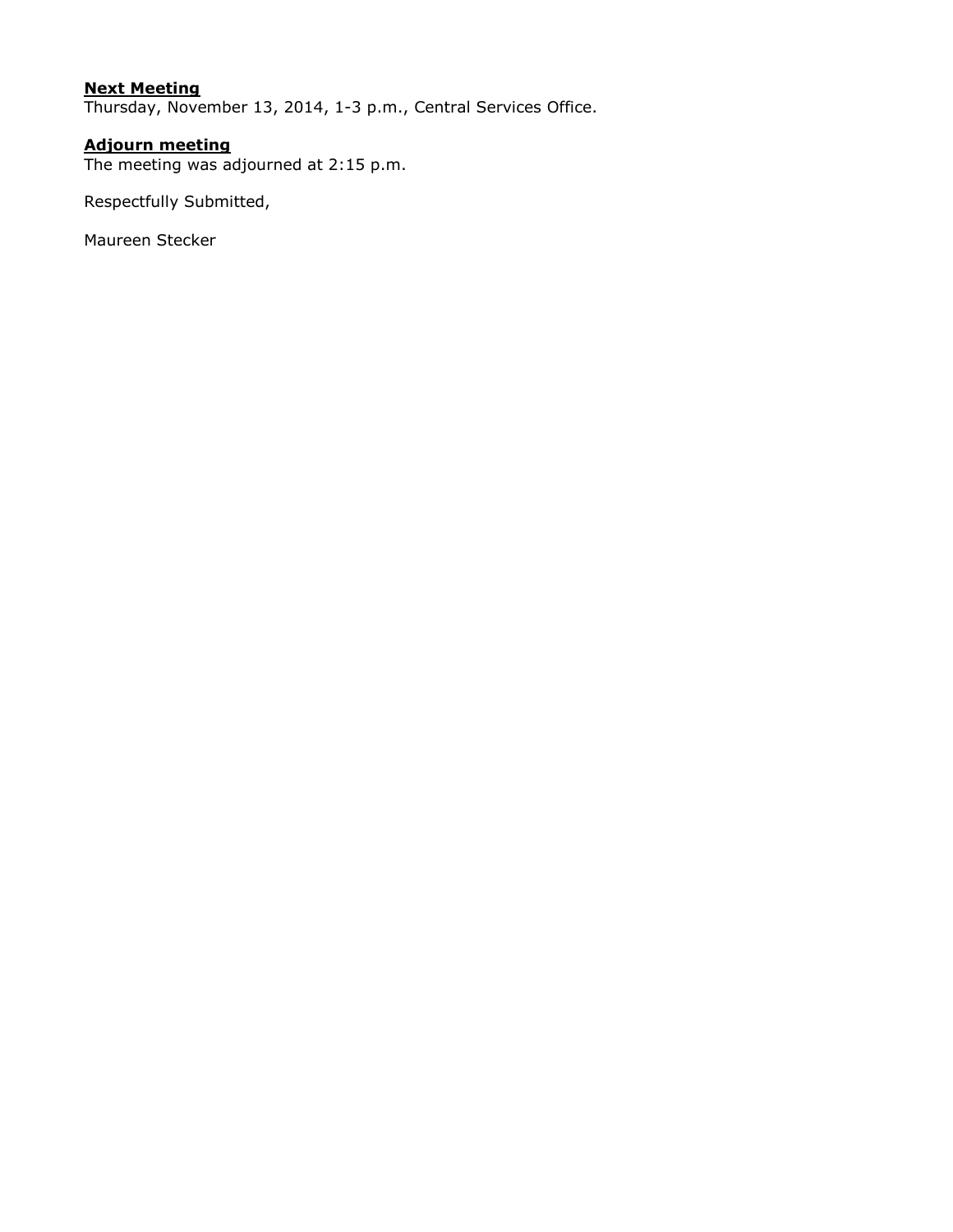**Next Meeting**

Thursday, November 13, 2014, 1-3 p.m., Central Services Office.

**Adjourn meeting**

The meeting was adjourned at 2:15 p.m.

Respectfully Submitted,

Maureen Stecker